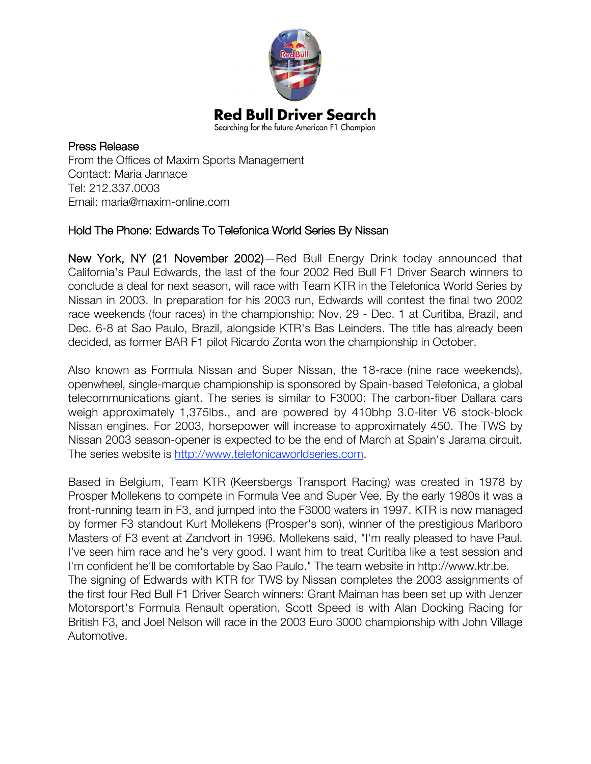# Red Bull Driver Search

Searching for the future American F1 Champion

Press Release
From the Offices of Maxim Sports Management
Contact: Maria Jannace
Tel: 212.337.0003
Email: maria@maxim-online.com

## Hold The Phone: Edwards To Telefonica World Series By Nissan

New York, NY (21 November 2002)—Red Bull Energy Drink today announced that California's Paul Edwards, the last of the four 2002 Red Bull F1 Driver Search winners to conclude a deal for next season, will race with Team KTR in the Telefonica World Series by Nissan in 2003. In preparation for his 2003 run, Edwards will contest the final two 2002 race weekends (four races) in the championship; Nov. 29 - Dec. 1 at Curitiba, Brazil, and Dec. 6-8 at Sao Paulo, Brazil, alongside KTR's Bas Leinders. The title has already been decided, as former BAR F1 pilot Ricardo Zonta won the championship in October.

Also known as Formula Nissan and Super Nissan, the 18-race (nine race weekends), openwheel, single-marque championship is sponsored by Spain-based Telefonica, a global telecommunications giant. The series is similar to F3000: The carbon-fiber Dallara cars weigh approximately 1,375lbs., and are powered by 410bhp 3.0-liter V6 stock-block Nissan engines. For 2003, horsepower will increase to approximately 450. The TWS by Nissan 2003 season-opener is expected to be the end of March at Spain's Jarama circuit. The series website is http://www.telefonicaworldseries.com.

Based in Belgium, Team KTR (Keersbergs Transport Racing) was created in 1978 by Prosper Mollekens to compete in Formula Vee and Super Vee. By the early 1980s it was a front-running team in F3, and jumped into the F3000 waters in 1997. KTR is now managed by former F3 standout Kurt Mollekens (Prosper's son), winner of the prestigious Marlboro Masters of F3 event at Zandvort in 1996. Mollekens said, "I'm really pleased to have Paul. I've seen him race and he's very good. I want him to treat Curitiba like a test session and I'm confident he'll be comfortable by Sao Paulo." The team website in http://www.ktr.be.
The signing of Edwards with KTR for TWS by Nissan completes the 2003 assignments of the first four Red Bull F1 Driver Search winners: Grant Maiman has been set up with Jenzer Motorsport's Formula Renault operation, Scott Speed is with Alan Docking Racing for British F3, and Joel Nelson will race in the 2003 Euro 3000 championship with John Village Automotive.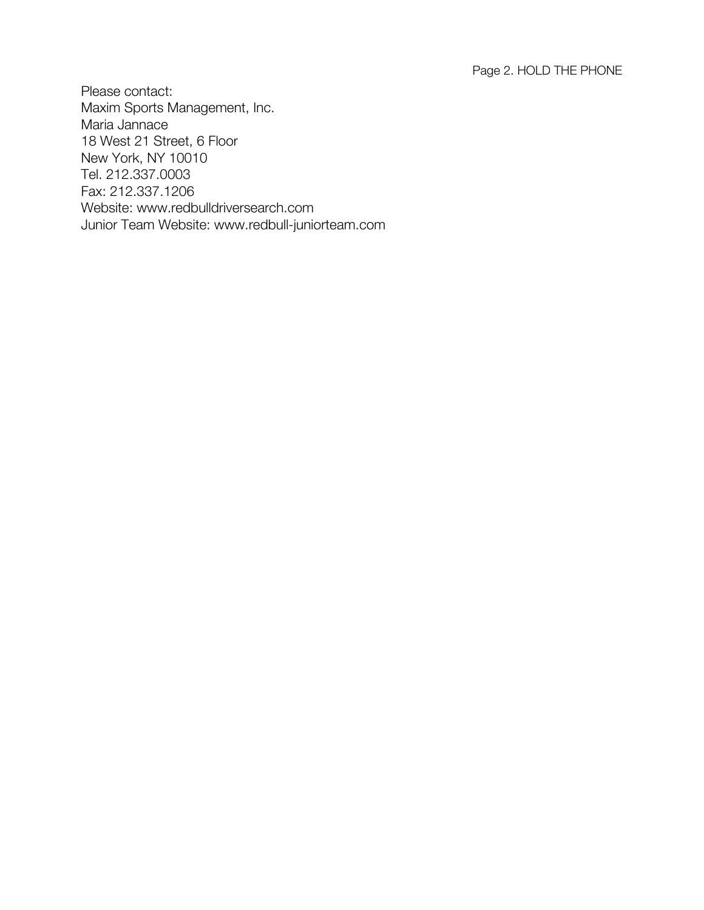Please contact:
Maxim Sports Management, Inc.
Maria Jannace
18 West 21 Street, 6 Floor
New York, NY 10010
Tel. 212.337.0003
Fax: 212.337.1206
Website: www.redbulldriversearch.com
Junior Team Website: www.redbull-juniorteam.com